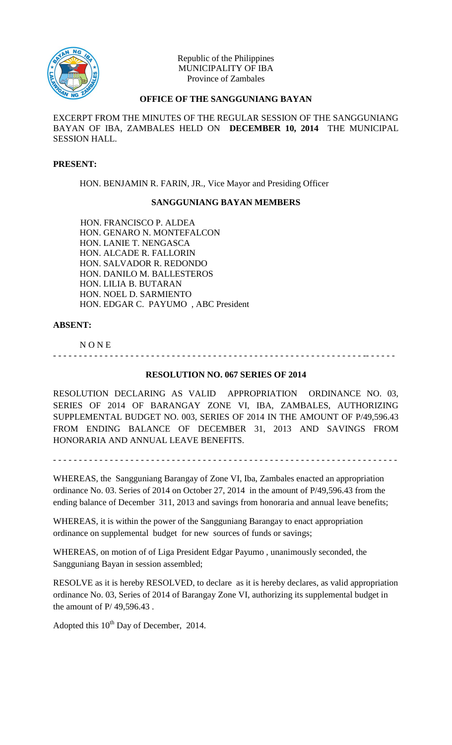Republic of the Philippines
MUNICIPALITY OF IBA
Province of Zambales

**OFFICE OF THE SANGGUNIANG BAYAN**

EXCERPT FROM THE MINUTES OF THE REGULAR SESSION OF THE SANGGUNIANG BAYAN OF IBA, ZAMBALES HELD ON **DECEMBER 10, 2014** THE MUNICIPAL SESSION HALL.

**PRESENT:**

HON. BENJAMIN R. FARIN, JR., Vice Mayor and Presiding Officer

**SANGGUNIANG BAYAN MEMBERS**

HON. FRANCISCO P. ALDEA
HON. GENARO N. MONTEFALCON
HON. LANIE T. NENGASCA
HON. ALCADE R. FALLORIN
HON. SALVADOR R. REDONDO
HON. DANILO M. BALLESTEROS
HON. LILIA B. BUTARAN
HON. NOEL D. SARMIENTO
HON. EDGAR C. PAYUMO , ABC President

**ABSENT:**

N O N E

- - - - - - - - - - - - - - - - - - - - - - - - - - - - - - - - - - - - - - - - - - - - - - - - - - - - - - - - - - - - - - - - -

**RESOLUTION NO. 067 SERIES OF 2014**

RESOLUTION DECLARING AS VALID APPROPRIATION ORDINANCE NO. 03, SERIES OF 2014 OF BARANGAY ZONE VI, IBA, ZAMBALES, AUTHORIZING SUPPLEMENTAL BUDGET NO. 003, SERIES OF 2014 IN THE AMOUNT OF P/49,596.43 FROM ENDING BALANCE OF DECEMBER 31, 2013 AND SAVINGS FROM HONORARIA AND ANNUAL LEAVE BENEFITS.

- - - - - - - - - - - - - - - - - - - - - - - - - - - - - - - - - - - - - - - - - - - - - - - - - - - - - - - - - - - - - - - - -

WHEREAS, the Sangguniang Barangay of Zone VI, Iba, Zambales enacted an appropriation ordinance No. 03. Series of 2014 on October 27, 2014 in the amount of P/49,596.43 from the ending balance of December 311, 2013 and savings from honoraria and annual leave benefits;

WHEREAS, it is within the power of the Sangguniang Barangay to enact appropriation ordinance on supplemental budget for new sources of funds or savings;

WHEREAS, on motion of of Liga President Edgar Payumo , unanimously seconded, the Sangguniang Bayan in session assembled;

RESOLVE as it is hereby RESOLVED, to declare as it is hereby declares, as valid appropriation ordinance No. 03, Series of 2014 of Barangay Zone VI, authorizing its supplemental budget in the amount of P/ 49,596.43 .

Adopted this 10th Day of December, 2014.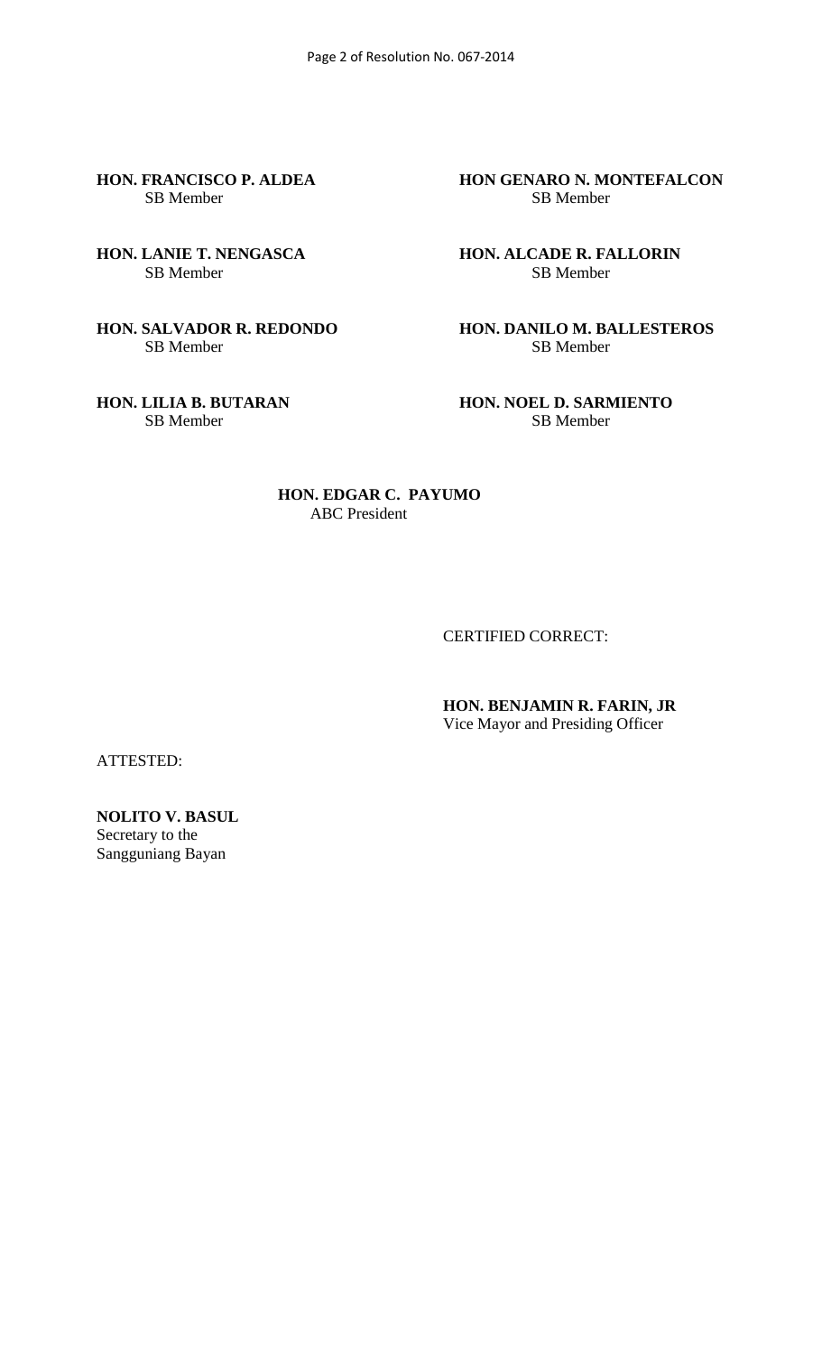**HON. FRANCISCO P. ALDEA**
SB Member

**HON GENARO N. MONTEFALCON**
SB Member

**HON. LANIE T. NENGASCA**
SB Member

**HON. ALCADE R. FALLORIN**
SB Member

**HON. SALVADOR R. REDONDO**
SB Member

**HON. DANILO M. BALLESTEROS**
SB Member

**HON. LILIA B. BUTARAN**
SB Member

**HON. NOEL D. SARMIENTO**
SB Member

**HON. EDGAR C. PAYUMO**
ABC President

CERTIFIED CORRECT:

**HON. BENJAMIN R. FARIN, JR**
Vice Mayor and Presiding Officer

ATTESTED:

**NOLITO V. BASUL**
Secretary to the
Sangguniang Bayan